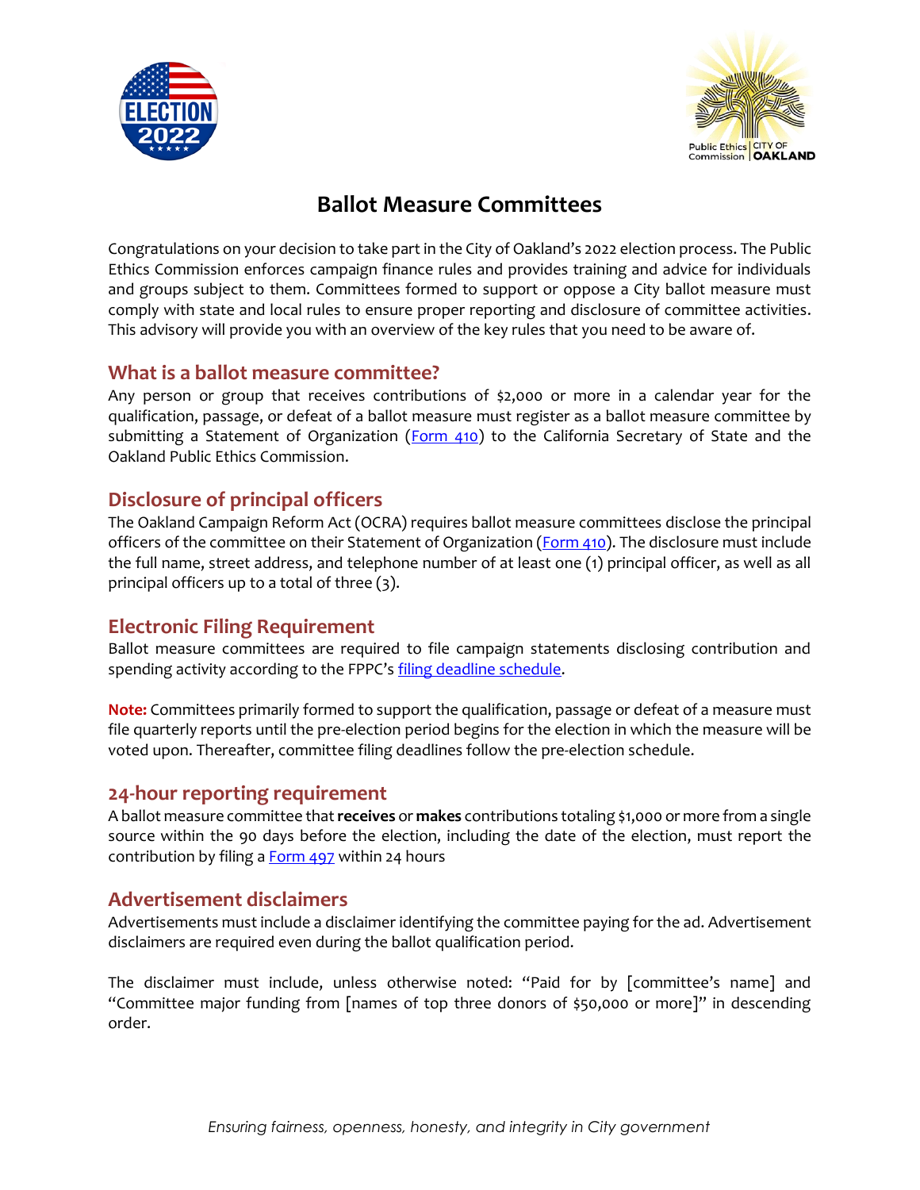# Ballot Measure Committees

Congratulations on your decision to take part in the City of Oakland's 2022 election process. The Public Ethics Commission enforces campaign finance rules and provides training and advice for individuals and groups subject to them. Committees formed to support or oppose a City ballot measure must comply with state and local rules to ensure proper reporting and disclosure of committee activities. This advisory will provide you with an overview of the key rules that you need to be aware of.

## What is a ballot measure committee?

Any person or group that receives contributions of $2,000 or more in a calendar year for the qualification, passage, or defeat of a ballot measure must register as a ballot measure committee by submitting a Statement of Organization (Form 410) to the California Secretary of State and the Oakland Public Ethics Commission.

## Disclosure of principal officers

The Oakland Campaign Reform Act (OCRA) requires ballot measure committees disclose the principal officers of the committee on their Statement of Organization (Form 410). The disclosure must include the full name, street address, and telephone number of at least one (1) principal officer, as well as all principal officers up to a total of three (3).

## Electronic Filing Requirement

Ballot measure committees are required to file campaign statements disclosing contribution and spending activity according to the FPPC's filing deadline schedule.

**Note:** Committees primarily formed to support the qualification, passage or defeat of a measure must file quarterly reports until the pre-election period begins for the election in which the measure will be voted upon. Thereafter, committee filing deadlines follow the pre-election schedule.

## 24-hour reporting requirement

A ballot measure committee that **receives** or **makes** contributions totaling $1,000 or more from a single source within the 90 days before the election, including the date of the election, must report the contribution by filing a Form 497 within 24 hours

## Advertisement disclaimers

Advertisements must include a disclaimer identifying the committee paying for the ad. Advertisement disclaimers are required even during the ballot qualification period.

The disclaimer must include, unless otherwise noted: "Paid for by [committee's name] and "Committee major funding from [names of top three donors of $50,000 or more]" in descending order.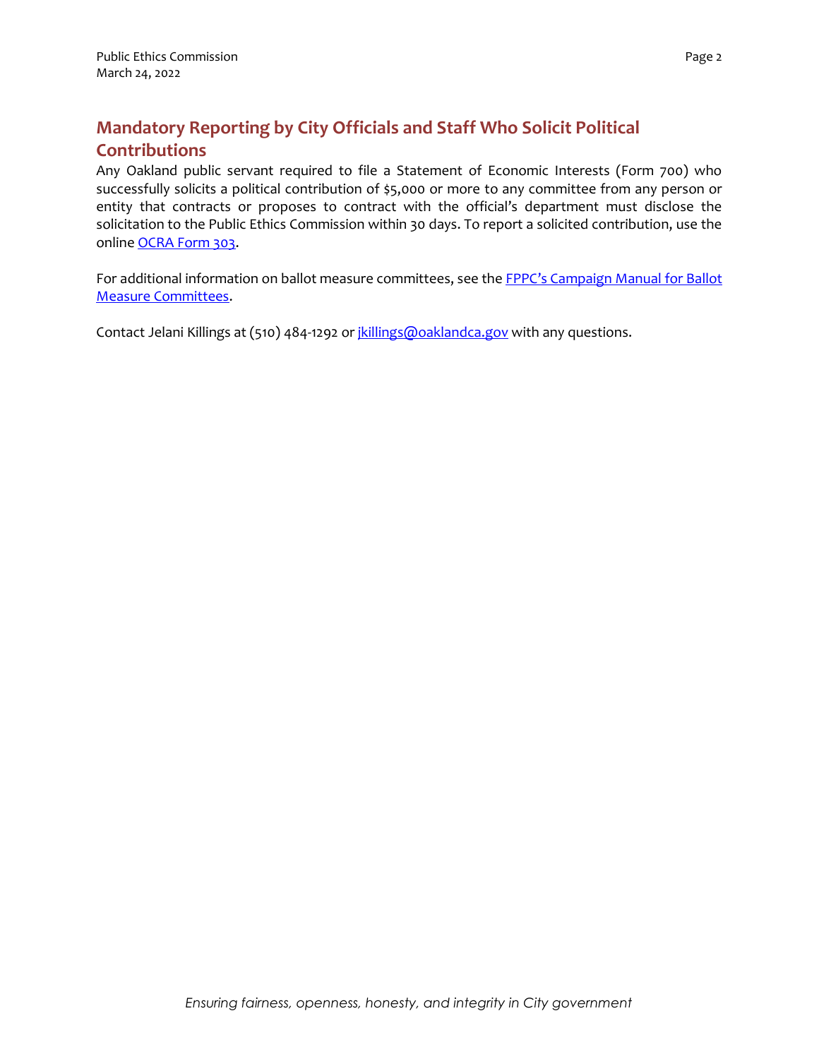## Mandatory Reporting by City Officials and Staff Who Solicit Political Contributions

Any Oakland public servant required to file a Statement of Economic Interests (Form 700) who successfully solicits a political contribution of $5,000 or more to any committee from any person or entity that contracts or proposes to contract with the official's department must disclose the solicitation to the Public Ethics Commission within 30 days. To report a solicited contribution, use the online OCRA Form 303.

For additional information on ballot measure committees, see the FPPC's Campaign Manual for Ballot Measure Committees.

Contact Jelani Killings at (510) 484-1292 or jkillings@oaklandca.gov with any questions.